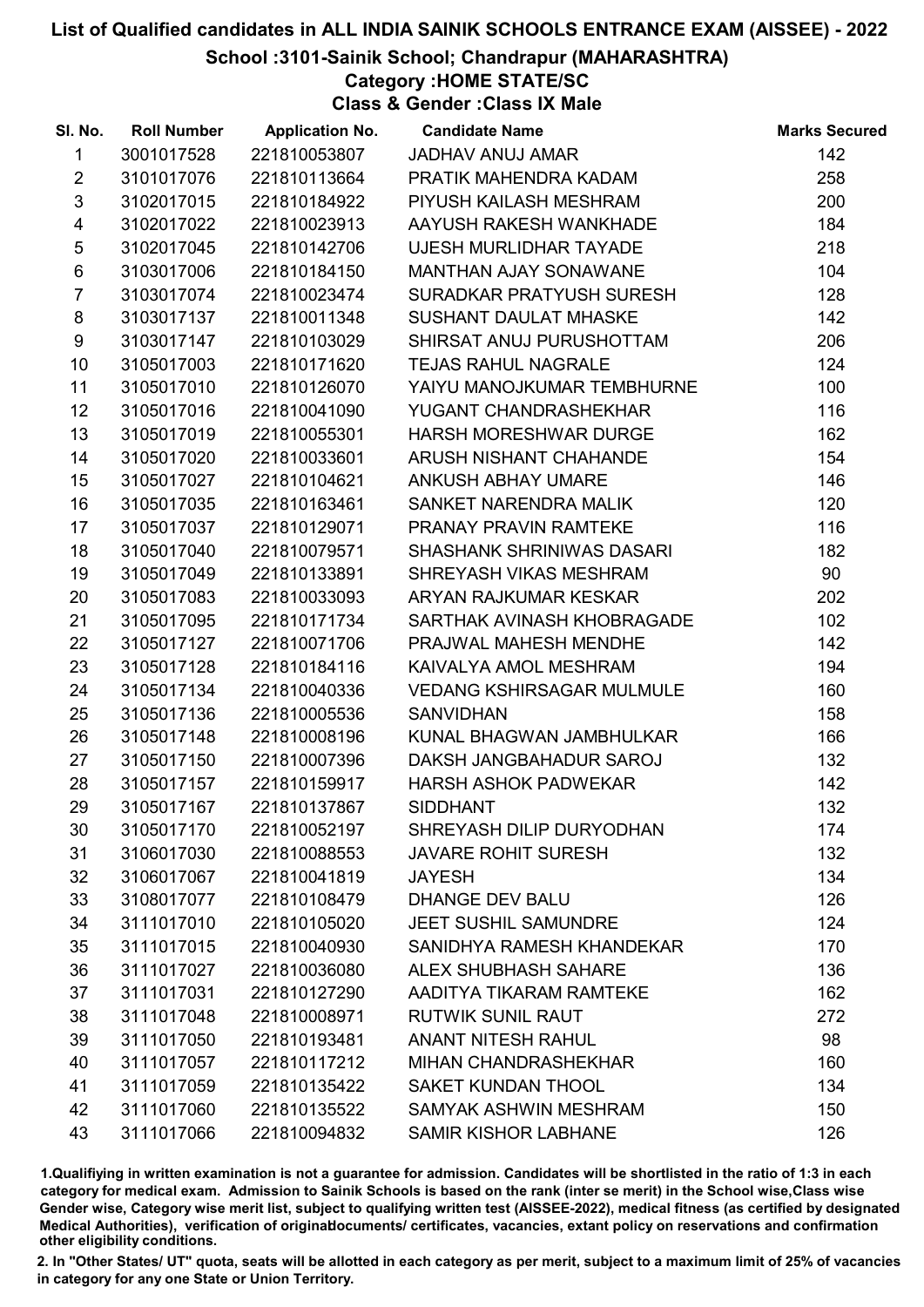# List of Qualified candidates in ALL INDIA SAINIK SCHOOLS ENTRANCE EXAM (AISSEE) - 2022

## School :3101-Sainik School; Chandrapur (MAHARASHTRA)

### Category :HOME STATE/SC

### Class & Gender :Class IX Male

| Sl. No. | Roll Number | Application No. | Candidate Name | Marks Secured |
|---|---|---|---|---|
| 1 | 3001017528 | 221810053807 | JADHAV ANUJ AMAR | 142 |
| 2 | 3101017076 | 221810113664 | PRATIK MAHENDRA KADAM | 258 |
| 3 | 3102017015 | 221810184922 | PIYUSH KAILASH MESHRAM | 200 |
| 4 | 3102017022 | 221810023913 | AAYUSH RAKESH WANKHADE | 184 |
| 5 | 3102017045 | 221810142706 | UJESH MURLIDHAR TAYADE | 218 |
| 6 | 3103017006 | 221810184150 | MANTHAN AJAY SONAWANE | 104 |
| 7 | 3103017074 | 221810023474 | SURADKAR PRATYUSH SURESH | 128 |
| 8 | 3103017137 | 221810011348 | SUSHANT DAULAT MHASKE | 142 |
| 9 | 3103017147 | 221810103029 | SHIRSAT ANUJ PURUSHOTTAM | 206 |
| 10 | 3105017003 | 221810171620 | TEJAS RAHUL NAGRALE | 124 |
| 11 | 3105017010 | 221810126070 | YAIYU MANOJKUMAR TEMBHURNE | 100 |
| 12 | 3105017016 | 221810041090 | YUGANT CHANDRASHEKHAR | 116 |
| 13 | 3105017019 | 221810055301 | HARSH MORESHWAR DURGE | 162 |
| 14 | 3105017020 | 221810033601 | ARUSH NISHANT CHAHANDE | 154 |
| 15 | 3105017027 | 221810104621 | ANKUSH ABHAY UMARE | 146 |
| 16 | 3105017035 | 221810163461 | SANKET NARENDRA MALIK | 120 |
| 17 | 3105017037 | 221810129071 | PRANAY PRAVIN RAMTEKE | 116 |
| 18 | 3105017040 | 221810079571 | SHASHANK SHRINIWAS DASARI | 182 |
| 19 | 3105017049 | 221810133891 | SHREYASH VIKAS MESHRAM | 90 |
| 20 | 3105017083 | 221810033093 | ARYAN RAJKUMAR KESKAR | 202 |
| 21 | 3105017095 | 221810171734 | SARTHAK AVINASH KHOBRAGADE | 102 |
| 22 | 3105017127 | 221810071706 | PRAJWAL MAHESH MENDHE | 142 |
| 23 | 3105017128 | 221810184116 | KAIVALYA AMOL MESHRAM | 194 |
| 24 | 3105017134 | 221810040336 | VEDANG KSHIRSAGAR MULMULE | 160 |
| 25 | 3105017136 | 221810005536 | SANVIDHAN | 158 |
| 26 | 3105017148 | 221810008196 | KUNAL BHAGWAN JAMBHULKAR | 166 |
| 27 | 3105017150 | 221810007396 | DAKSH JANGBAHADUR SAROJ | 132 |
| 28 | 3105017157 | 221810159917 | HARSH ASHOK PADWEKAR | 142 |
| 29 | 3105017167 | 221810137867 | SIDDHANT | 132 |
| 30 | 3105017170 | 221810052197 | SHREYASH DILIP DURYODHAN | 174 |
| 31 | 3106017030 | 221810088553 | JAVARE ROHIT SURESH | 132 |
| 32 | 3106017067 | 221810041819 | JAYESH | 134 |
| 33 | 3108017077 | 221810108479 | DHANGE DEV BALU | 126 |
| 34 | 3111017010 | 221810105020 | JEET SUSHIL SAMUNDRE | 124 |
| 35 | 3111017015 | 221810040930 | SANIDHYA RAMESH KHANDEKAR | 170 |
| 36 | 3111017027 | 221810036080 | ALEX SHUBHASH SAHARE | 136 |
| 37 | 3111017031 | 221810127290 | AADITYA TIKARAM RAMTEKE | 162 |
| 38 | 3111017048 | 221810008971 | RUTWIK SUNIL RAUT | 272 |
| 39 | 3111017050 | 221810193481 | ANANT NITESH RAHUL | 98 |
| 40 | 3111017057 | 221810117212 | MIHAN CHANDRASHEKHAR | 160 |
| 41 | 3111017059 | 221810135422 | SAKET KUNDAN THOOL | 134 |
| 42 | 3111017060 | 221810135522 | SAMYAK ASHWIN MESHRAM | 150 |
| 43 | 3111017066 | 221810094832 | SAMIR KISHOR LABHANE | 126 |

1.Qualifiying in written examination is not a guarantee for admission. Candidates will be shortlisted in the ratio of 1:3 in each category for medical exam. Admission to Sainik Schools is based on the rank (inter se merit) in the School wise,Class wise Gender wise, Category wise merit list, subject to qualifying written test (AISSEE-2022), medical fitness (as certified by designated Medical Authorities), verification of originaldocuments/ certificates, vacancies, extant policy on reservations and confirmation other eligibility conditions.

2. In "Other States/ UT" quota, seats will be allotted in each category as per merit, subject to a maximum limit of 25% of vacancies in category for any one State or Union Territory.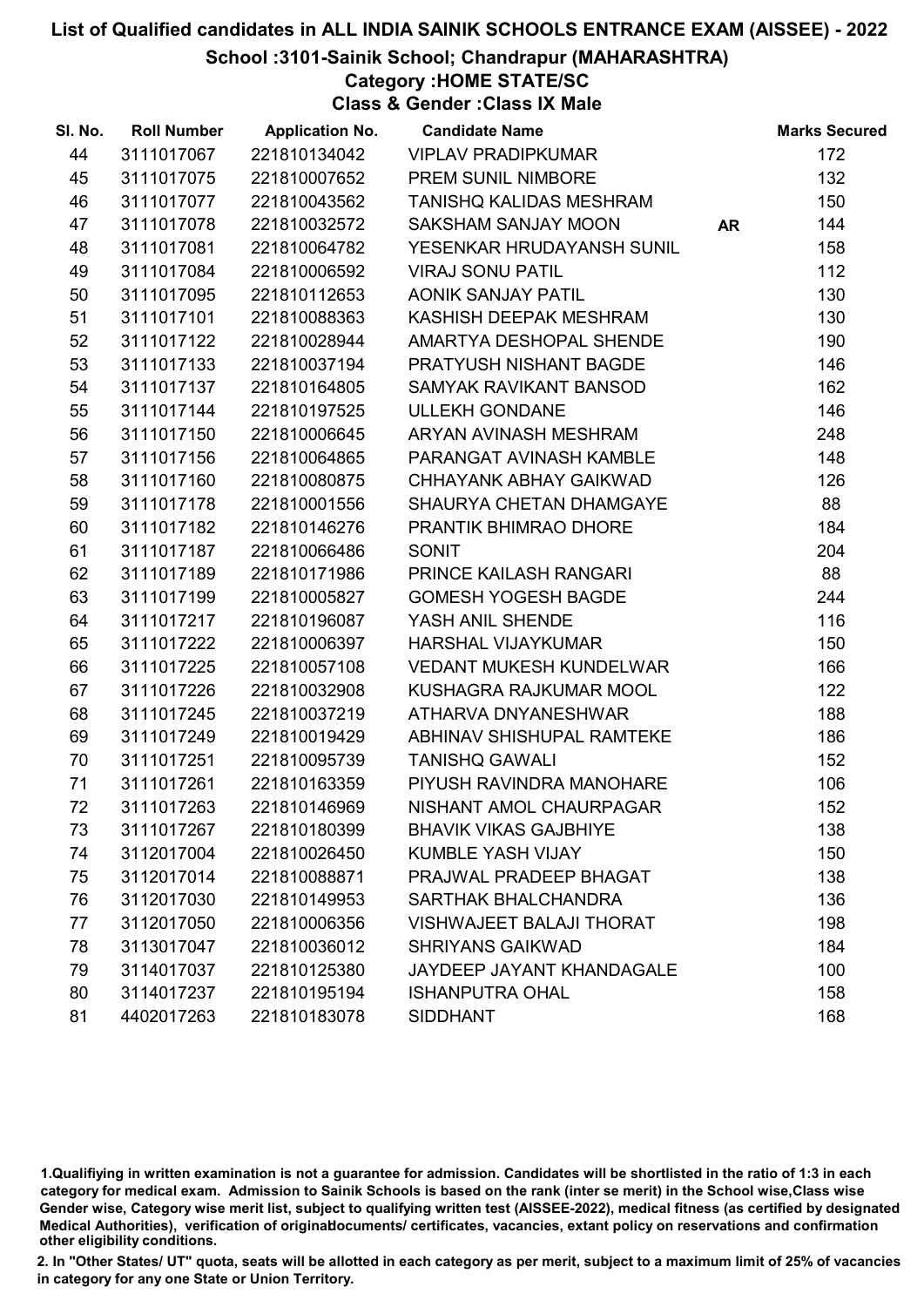# List of Qualified candidates in ALL INDIA SAINIK SCHOOLS ENTRANCE EXAM (AISSEE) - 2022

## School :3101-Sainik School; Chandrapur (MAHARASHTRA)

### Category :HOME STATE/SC

### Class & Gender :Class IX Male

| Sl. No. | Roll Number | Application No. | Candidate Name | | Marks Secured |
|---|---|---|---|---|---|
| 44 | 3111017067 | 221810134042 | VIPLAV PRADIPKUMAR | | 172 |
| 45 | 3111017075 | 221810007652 | PREM SUNIL NIMBORE | | 132 |
| 46 | 3111017077 | 221810043562 | TANISHQ KALIDAS MESHRAM | | 150 |
| 47 | 3111017078 | 221810032572 | SAKSHAM SANJAY MOON | AR | 144 |
| 48 | 3111017081 | 221810064782 | YESENKAR HRUDAYANSH SUNIL | | 158 |
| 49 | 3111017084 | 221810006592 | VIRAJ SONU PATIL | | 112 |
| 50 | 3111017095 | 221810112653 | AONIK SANJAY PATIL | | 130 |
| 51 | 3111017101 | 221810088363 | KASHISH DEEPAK MESHRAM | | 130 |
| 52 | 3111017122 | 221810028944 | AMARTYA DESHOPAL SHENDE | | 190 |
| 53 | 3111017133 | 221810037194 | PRATYUSH NISHANT BAGDE | | 146 |
| 54 | 3111017137 | 221810164805 | SAMYAK RAVIKANT BANSOD | | 162 |
| 55 | 3111017144 | 221810197525 | ULLEKH GONDANE | | 146 |
| 56 | 3111017150 | 221810006645 | ARYAN AVINASH MESHRAM | | 248 |
| 57 | 3111017156 | 221810064865 | PARANGAT AVINASH KAMBLE | | 148 |
| 58 | 3111017160 | 221810080875 | CHHAYANK ABHAY GAIKWAD | | 126 |
| 59 | 3111017178 | 221810001556 | SHAURYA CHETAN DHAMGAYE | | 88 |
| 60 | 3111017182 | 221810146276 | PRANTIK BHIMRAO DHORE | | 184 |
| 61 | 3111017187 | 221810066486 | SONIT | | 204 |
| 62 | 3111017189 | 221810171986 | PRINCE KAILASH RANGARI | | 88 |
| 63 | 3111017199 | 221810005827 | GOMESH YOGESH BAGDE | | 244 |
| 64 | 3111017217 | 221810196087 | YASH ANIL SHENDE | | 116 |
| 65 | 3111017222 | 221810006397 | HARSHAL VIJAYKUMAR | | 150 |
| 66 | 3111017225 | 221810057108 | VEDANT MUKESH KUNDELWAR | | 166 |
| 67 | 3111017226 | 221810032908 | KUSHAGRA RAJKUMAR MOOL | | 122 |
| 68 | 3111017245 | 221810037219 | ATHARVA DNYANESHWAR | | 188 |
| 69 | 3111017249 | 221810019429 | ABHINAV SHISHUPAL RAMTEKE | | 186 |
| 70 | 3111017251 | 221810095739 | TANISHQ GAWALI | | 152 |
| 71 | 3111017261 | 221810163359 | PIYUSH RAVINDRA MANOHARE | | 106 |
| 72 | 3111017263 | 221810146969 | NISHANT AMOL CHAURPAGAR | | 152 |
| 73 | 3111017267 | 221810180399 | BHAVIK VIKAS GAJBHIYE | | 138 |
| 74 | 3112017004 | 221810026450 | KUMBLE YASH VIJAY | | 150 |
| 75 | 3112017014 | 221810088871 | PRAJWAL PRADEEP BHAGAT | | 138 |
| 76 | 3112017030 | 221810149953 | SARTHAK BHALCHANDRA | | 136 |
| 77 | 3112017050 | 221810006356 | VISHWAJEET BALAJI THORAT | | 198 |
| 78 | 3113017047 | 221810036012 | SHRIYANS GAIKWAD | | 184 |
| 79 | 3114017037 | 221810125380 | JAYDEEP JAYANT KHANDAGALE | | 100 |
| 80 | 3114017237 | 221810195194 | ISHANPUTRA OHAL | | 158 |
| 81 | 4402017263 | 221810183078 | SIDDHANT | | 168 |

1.Qualifiying in written examination is not a guarantee for admission. Candidates will be shortlisted in the ratio of 1:3 in each category for medical exam. Admission to Sainik Schools is based on the rank (inter se merit) in the School wise,Class wise Gender wise, Category wise merit list, subject to qualifying written test (AISSEE-2022), medical fitness (as certified by designated Medical Authorities), verification of originaldocuments/ certificates, vacancies, extant policy on reservations and confirmation other eligibility conditions.

2. In "Other States/ UT" quota, seats will be allotted in each category as per merit, subject to a maximum limit of 25% of vacancies in category for any one State or Union Territory.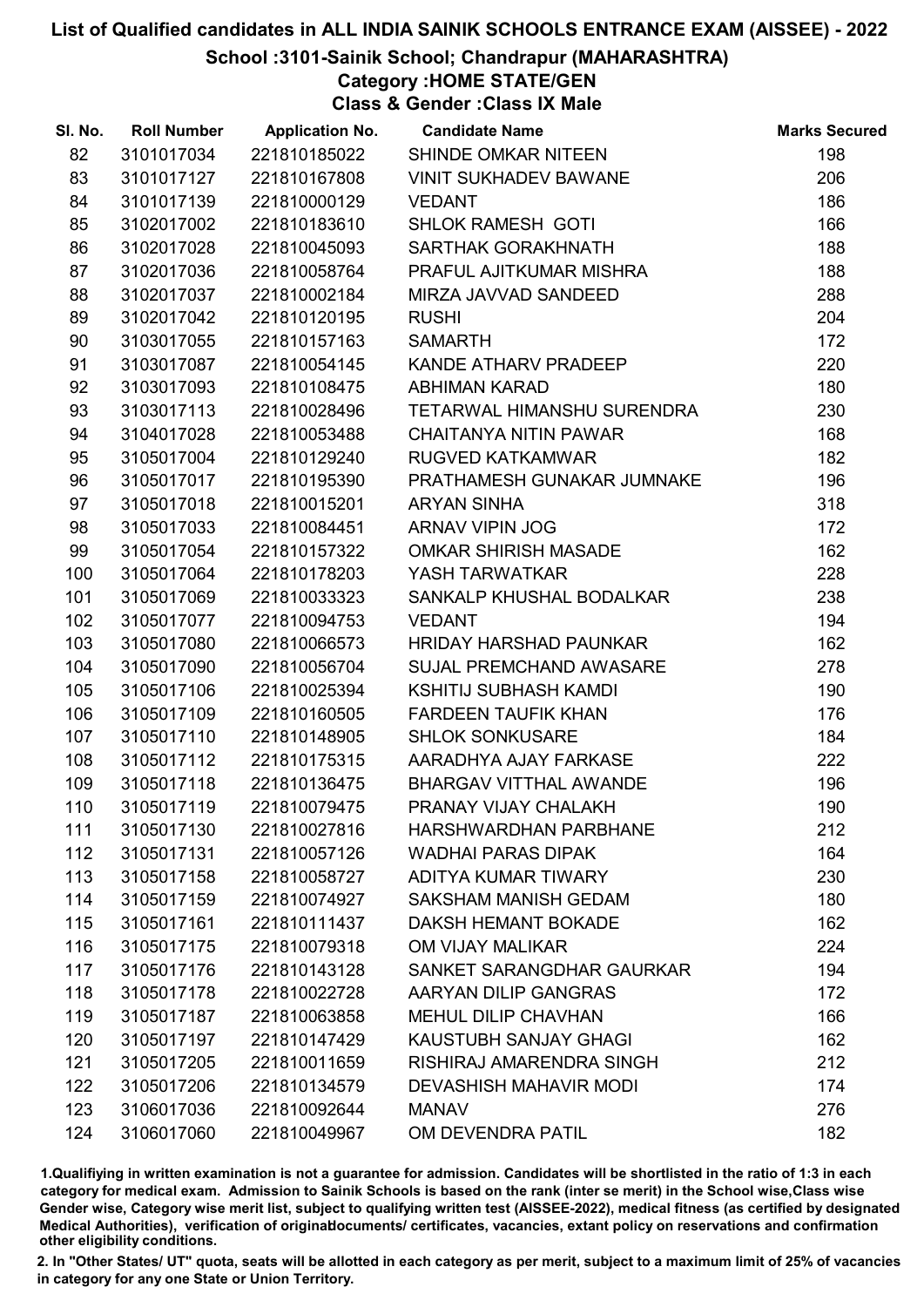# List of Qualified candidates in ALL INDIA SAINIK SCHOOLS ENTRANCE EXAM (AISSEE) - 2022

## School :3101-Sainik School; Chandrapur (MAHARASHTRA)

### Category :HOME STATE/GEN

### Class & Gender :Class IX Male

| Sl. No. | Roll Number | Application No. | Candidate Name | Marks Secured |
|---|---|---|---|---|
| 82 | 3101017034 | 221810185022 | SHINDE OMKAR NITEEN | 198 |
| 83 | 3101017127 | 221810167808 | VINIT SUKHADEV BAWANE | 206 |
| 84 | 3101017139 | 221810000129 | VEDANT | 186 |
| 85 | 3102017002 | 221810183610 | SHLOK RAMESH GOTI | 166 |
| 86 | 3102017028 | 221810045093 | SARTHAK GORAKHNATH | 188 |
| 87 | 3102017036 | 221810058764 | PRAFUL AJITKUMAR MISHRA | 188 |
| 88 | 3102017037 | 221810002184 | MIRZA JAVVAD SANDEED | 288 |
| 89 | 3102017042 | 221810120195 | RUSHI | 204 |
| 90 | 3103017055 | 221810157163 | SAMARTH | 172 |
| 91 | 3103017087 | 221810054145 | KANDE ATHARV PRADEEP | 220 |
| 92 | 3103017093 | 221810108475 | ABHIMAN KARAD | 180 |
| 93 | 3103017113 | 221810028496 | TETARWAL HIMANSHU SURENDRA | 230 |
| 94 | 3104017028 | 221810053488 | CHAITANYA NITIN PAWAR | 168 |
| 95 | 3105017004 | 221810129240 | RUGVED KATKAMWAR | 182 |
| 96 | 3105017017 | 221810195390 | PRATHAMESH GUNAKAR JUMNAKE | 196 |
| 97 | 3105017018 | 221810015201 | ARYAN SINHA | 318 |
| 98 | 3105017033 | 221810084451 | ARNAV VIPIN JOG | 172 |
| 99 | 3105017054 | 221810157322 | OMKAR SHIRISH MASADE | 162 |
| 100 | 3105017064 | 221810178203 | YASH TARWATKAR | 228 |
| 101 | 3105017069 | 221810033323 | SANKALP KHUSHAL BODALKAR | 238 |
| 102 | 3105017077 | 221810094753 | VEDANT | 194 |
| 103 | 3105017080 | 221810066573 | HRIDAY HARSHAD PAUNKAR | 162 |
| 104 | 3105017090 | 221810056704 | SUJAL PREMCHAND AWASARE | 278 |
| 105 | 3105017106 | 221810025394 | KSHITIJ SUBHASH KAMDI | 190 |
| 106 | 3105017109 | 221810160505 | FARDEEN TAUFIK KHAN | 176 |
| 107 | 3105017110 | 221810148905 | SHLOK SONKUSARE | 184 |
| 108 | 3105017112 | 221810175315 | AARADHYA AJAY FARKASE | 222 |
| 109 | 3105017118 | 221810136475 | BHARGAV VITTHAL AWANDE | 196 |
| 110 | 3105017119 | 221810079475 | PRANAY VIJAY CHALAKH | 190 |
| 111 | 3105017130 | 221810027816 | HARSHWARDHAN PARBHANE | 212 |
| 112 | 3105017131 | 221810057126 | WADHAI PARAS DIPAK | 164 |
| 113 | 3105017158 | 221810058727 | ADITYA KUMAR TIWARY | 230 |
| 114 | 3105017159 | 221810074927 | SAKSHAM MANISH GEDAM | 180 |
| 115 | 3105017161 | 221810111437 | DAKSH HEMANT BOKADE | 162 |
| 116 | 3105017175 | 221810079318 | OM VIJAY MALIKAR | 224 |
| 117 | 3105017176 | 221810143128 | SANKET SARANGDHAR GAURKAR | 194 |
| 118 | 3105017178 | 221810022728 | AARYAN DILIP GANGRAS | 172 |
| 119 | 3105017187 | 221810063858 | MEHUL DILIP CHAVHAN | 166 |
| 120 | 3105017197 | 221810147429 | KAUSTUBH SANJAY GHAGI | 162 |
| 121 | 3105017205 | 221810011659 | RISHIRAJ AMARENDRA SINGH | 212 |
| 122 | 3105017206 | 221810134579 | DEVASHISH MAHAVIR MODI | 174 |
| 123 | 3106017036 | 221810092644 | MANAV | 276 |
| 124 | 3106017060 | 221810049967 | OM DEVENDRA PATIL | 182 |

1.Qualifying in written examination is not a guarantee for admission. Candidates will be shortlisted in the ratio of 1:3 in each category for medical exam. Admission to Sainik Schools is based on the rank (inter se merit) in the School wise,Class wise Gender wise, Category wise merit list, subject to qualifying written test (AISSEE-2022), medical fitness (as certified by designated Medical Authorities), verification of originaldocuments/ certificates, vacancies, extant policy on reservations and confirmation other eligibility conditions.

2. In "Other States/ UT" quota, seats will be allotted in each category as per merit, subject to a maximum limit of 25% of vacancies in category for any one State or Union Territory.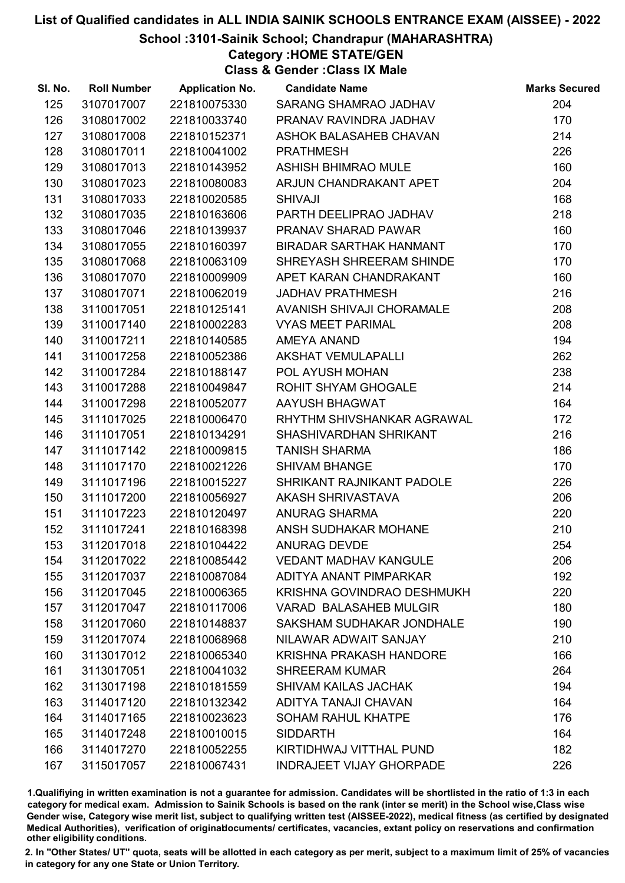# List of Qualified candidates in ALL INDIA SAINIK SCHOOLS ENTRANCE EXAM (AISSEE) - 2022

## School :3101-Sainik School; Chandrapur (MAHARASHTRA)

### Category :HOME STATE/GEN

### Class & Gender :Class IX Male

| Sl. No. | Roll Number | Application No. | Candidate Name | Marks Secured |
|---|---|---|---|---|
| 125 | 3107017007 | 221810075330 | SARANG SHAMRAO JADHAV | 204 |
| 126 | 3108017002 | 221810033740 | PRANAV RAVINDRA JADHAV | 170 |
| 127 | 3108017008 | 221810152371 | ASHOK BALASAHEB CHAVAN | 214 |
| 128 | 3108017011 | 221810041002 | PRATHMESH | 226 |
| 129 | 3108017013 | 221810143952 | ASHISH BHIMRAO MULE | 160 |
| 130 | 3108017023 | 221810080083 | ARJUN CHANDRAKANT APET | 204 |
| 131 | 3108017033 | 221810020585 | SHIVAJI | 168 |
| 132 | 3108017035 | 221810163606 | PARTH DEELIPRAO JADHAV | 218 |
| 133 | 3108017046 | 221810139937 | PRANAV SHARAD PAWAR | 160 |
| 134 | 3108017055 | 221810160397 | BIRADAR SARTHAK HANMANT | 170 |
| 135 | 3108017068 | 221810063109 | SHREYASH SHREERAM SHINDE | 170 |
| 136 | 3108017070 | 221810009909 | APET KARAN CHANDRAKANT | 160 |
| 137 | 3108017071 | 221810062019 | JADHAV PRATHMESH | 216 |
| 138 | 3110017051 | 221810125141 | AVANISH SHIVAJI CHORAMALE | 208 |
| 139 | 3110017140 | 221810002283 | VYAS MEET PARIMAL | 208 |
| 140 | 3110017211 | 221810140585 | AMEYA ANAND | 194 |
| 141 | 3110017258 | 221810052386 | AKSHAT VEMULAPALLI | 262 |
| 142 | 3110017284 | 221810188147 | POL AYUSH MOHAN | 238 |
| 143 | 3110017288 | 221810049847 | ROHIT SHYAM GHOGALE | 214 |
| 144 | 3110017298 | 221810052077 | AAYUSH BHAGWAT | 164 |
| 145 | 3111017025 | 221810006470 | RHYTHM SHIVSHANKAR AGRAWAL | 172 |
| 146 | 3111017051 | 221810134291 | SHASHIVARDHAN SHRIKANT | 216 |
| 147 | 3111017142 | 221810009815 | TANISH SHARMA | 186 |
| 148 | 3111017170 | 221810021226 | SHIVAM BHANGE | 170 |
| 149 | 3111017196 | 221810015227 | SHRIKANT RAJNIKANT PADOLE | 226 |
| 150 | 3111017200 | 221810056927 | AKASH SHRIVASTAVA | 206 |
| 151 | 3111017223 | 221810120497 | ANURAG SHARMA | 220 |
| 152 | 3111017241 | 221810168398 | ANSH SUDHAKAR MOHANE | 210 |
| 153 | 3112017018 | 221810104422 | ANURAG DEVDE | 254 |
| 154 | 3112017022 | 221810085442 | VEDANT MADHAV KANGULE | 206 |
| 155 | 3112017037 | 221810087084 | ADITYA ANANT PIMPARKAR | 192 |
| 156 | 3112017045 | 221810006365 | KRISHNA GOVINDRAO DESHMUKH | 220 |
| 157 | 3112017047 | 221810117006 | VARAD BALASAHEB MULGIR | 180 |
| 158 | 3112017060 | 221810148837 | SAKSHAM SUDHAKAR JONDHALE | 190 |
| 159 | 3112017074 | 221810068968 | NILAWAR ADWAIT SANJAY | 210 |
| 160 | 3113017012 | 221810065340 | KRISHNA PRAKASH HANDORE | 166 |
| 161 | 3113017051 | 221810041032 | SHREERAM KUMAR | 264 |
| 162 | 3113017198 | 221810181559 | SHIVAM KAILAS JACHAK | 194 |
| 163 | 3114017120 | 221810132342 | ADITYA TANAJI CHAVAN | 164 |
| 164 | 3114017165 | 221810023623 | SOHAM RAHUL KHATPE | 176 |
| 165 | 3114017248 | 221810010015 | SIDDARTH | 164 |
| 166 | 3114017270 | 221810052255 | KIRTIDHWAJ VITTHAL PUND | 182 |
| 167 | 3115017057 | 221810067431 | INDRAJEET VIJAY GHORPADE | 226 |

1.Qualifiying in written examination is not a guarantee for admission. Candidates will be shortlisted in the ratio of 1:3 in each category for medical exam. Admission to Sainik Schools is based on the rank (inter se merit) in the School wise,Class wise Gender wise, Category wise merit list, subject to qualifying written test (AISSEE-2022), medical fitness (as certified by designated Medical Authorities), verification of originaldocuments/ certificates, vacancies, extant policy on reservations and confirmation other eligibility conditions.

2. In "Other States/ UT" quota, seats will be allotted in each category as per merit, subject to a maximum limit of 25% of vacancies in category for any one State or Union Territory.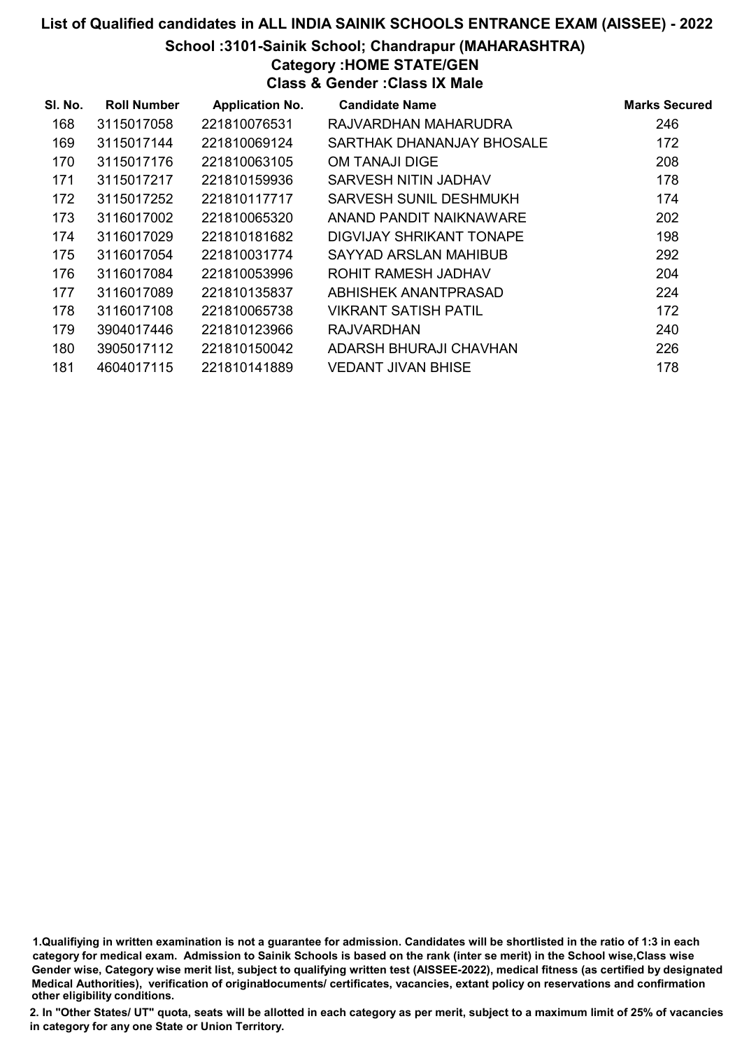# List of Qualified candidates in ALL INDIA SAINIK SCHOOLS ENTRANCE EXAM (AISSEE) - 2022

## School :3101-Sainik School; Chandrapur (MAHARASHTRA)

### Category :HOME STATE/GEN

### Class & Gender :Class IX Male

| Sl. No. | Roll Number | Application No. | Candidate Name | Marks Secured |
|---|---|---|---|---|
| 168 | 3115017058 | 221810076531 | RAJVARDHAN MAHARUDRA | 246 |
| 169 | 3115017144 | 221810069124 | SARTHAK DHANANJAY BHOSALE | 172 |
| 170 | 3115017176 | 221810063105 | OM TANAJI DIGE | 208 |
| 171 | 3115017217 | 221810159936 | SARVESH NITIN JADHAV | 178 |
| 172 | 3115017252 | 221810117717 | SARVESH SUNIL DESHMUKH | 174 |
| 173 | 3116017002 | 221810065320 | ANAND PANDIT NAIKNAWARE | 202 |
| 174 | 3116017029 | 221810181682 | DIGVIJAY SHRIKANT TONAPE | 198 |
| 175 | 3116017054 | 221810031774 | SAYYAD ARSLAN MAHIBUB | 292 |
| 176 | 3116017084 | 221810053996 | ROHIT RAMESH JADHAV | 204 |
| 177 | 3116017089 | 221810135837 | ABHISHEK ANANTPRASAD | 224 |
| 178 | 3116017108 | 221810065738 | VIKRANT SATISH PATIL | 172 |
| 179 | 3904017446 | 221810123966 | RAJVARDHAN | 240 |
| 180 | 3905017112 | 221810150042 | ADARSH BHURAJI CHAVHAN | 226 |
| 181 | 4604017115 | 221810141889 | VEDANT JIVAN BHISE | 178 |

1.Qualifiying in written examination is not a guarantee for admission. Candidates will be shortlisted in the ratio of 1:3 in each category for medical exam. Admission to Sainik Schools is based on the rank (inter se merit) in the School wise,Class wise Gender wise, Category wise merit list, subject to qualifying written test (AISSEE-2022), medical fitness (as certified by designated Medical Authorities), verification of originaldocuments/ certificates, vacancies, extant policy on reservations and confirmation other eligibility conditions.

2. In "Other States/ UT" quota, seats will be allotted in each category as per merit, subject to a maximum limit of 25% of vacancies in category for any one State or Union Territory.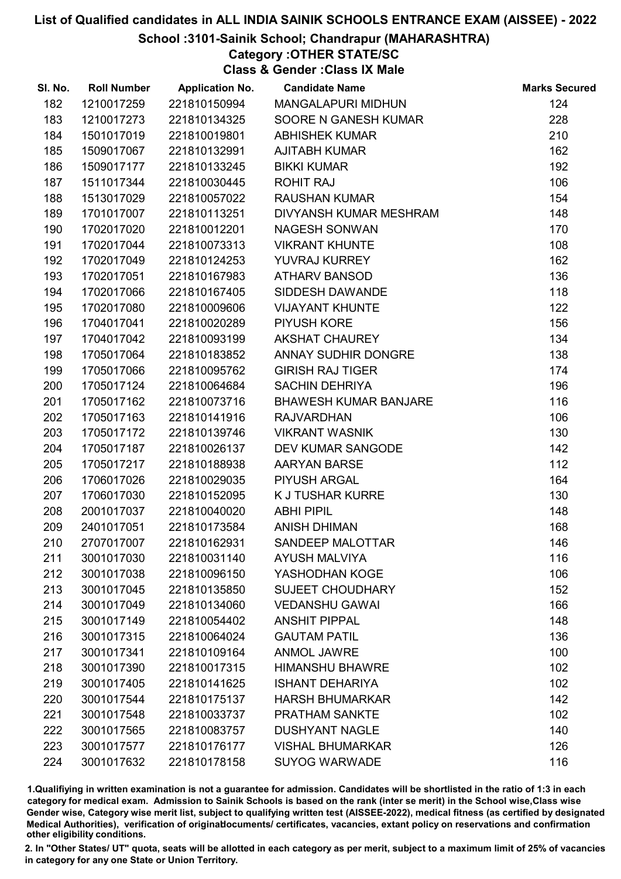# List of Qualified candidates in ALL INDIA SAINIK SCHOOLS ENTRANCE EXAM (AISSEE) - 2022

## School :3101-Sainik School; Chandrapur (MAHARASHTRA)

### Category :OTHER STATE/SC

### Class & Gender :Class IX Male

| Sl. No. | Roll Number | Application No. | Candidate Name | Marks Secured |
|---|---|---|---|---|
| 182 | 1210017259 | 221810150994 | MANGALAPURI MIDHUN | 124 |
| 183 | 1210017273 | 221810134325 | SOORE N GANESH KUMAR | 228 |
| 184 | 1501017019 | 221810019801 | ABHISHEK KUMAR | 210 |
| 185 | 1509017067 | 221810132991 | AJITABH KUMAR | 162 |
| 186 | 1509017177 | 221810133245 | BIKKI KUMAR | 192 |
| 187 | 1511017344 | 221810030445 | ROHIT RAJ | 106 |
| 188 | 1513017029 | 221810057022 | RAUSHAN KUMAR | 154 |
| 189 | 1701017007 | 221810113251 | DIVYANSH KUMAR MESHRAM | 148 |
| 190 | 1702017020 | 221810012201 | NAGESH SONWAN | 170 |
| 191 | 1702017044 | 221810073313 | VIKRANT KHUNTE | 108 |
| 192 | 1702017049 | 221810124253 | YUVRAJ KURREY | 162 |
| 193 | 1702017051 | 221810167983 | ATHARV BANSOD | 136 |
| 194 | 1702017066 | 221810167405 | SIDDESH DAWANDE | 118 |
| 195 | 1702017080 | 221810009606 | VIJAYANT KHUNTE | 122 |
| 196 | 1704017041 | 221810020289 | PIYUSH KORE | 156 |
| 197 | 1704017042 | 221810093199 | AKSHAT CHAUREY | 134 |
| 198 | 1705017064 | 221810183852 | ANNAY SUDHIR DONGRE | 138 |
| 199 | 1705017066 | 221810095762 | GIRISH RAJ TIGER | 174 |
| 200 | 1705017124 | 221810064684 | SACHIN DEHRIYA | 196 |
| 201 | 1705017162 | 221810073716 | BHAWESH KUMAR BANJARE | 116 |
| 202 | 1705017163 | 221810141916 | RAJVARDHAN | 106 |
| 203 | 1705017172 | 221810139746 | VIKRANT WASNIK | 130 |
| 204 | 1705017187 | 221810026137 | DEV KUMAR SANGODE | 142 |
| 205 | 1705017217 | 221810188938 | AARYAN BARSE | 112 |
| 206 | 1706017026 | 221810029035 | PIYUSH ARGAL | 164 |
| 207 | 1706017030 | 221810152095 | K J TUSHAR KURRE | 130 |
| 208 | 2001017037 | 221810040020 | ABHI PIPIL | 148 |
| 209 | 2401017051 | 221810173584 | ANISH DHIMAN | 168 |
| 210 | 2707017007 | 221810162931 | SANDEEP MALOTTAR | 146 |
| 211 | 3001017030 | 221810031140 | AYUSH MALVIYA | 116 |
| 212 | 3001017038 | 221810096150 | YASHODHAN KOGE | 106 |
| 213 | 3001017045 | 221810135850 | SUJEET CHOUDHARY | 152 |
| 214 | 3001017049 | 221810134060 | VEDANSHU GAWAI | 166 |
| 215 | 3001017149 | 221810054402 | ANSHIT PIPPAL | 148 |
| 216 | 3001017315 | 221810064024 | GAUTAM PATIL | 136 |
| 217 | 3001017341 | 221810109164 | ANMOL JAWRE | 100 |
| 218 | 3001017390 | 221810017315 | HIMANSHU BHAWRE | 102 |
| 219 | 3001017405 | 221810141625 | ISHANT DEHARIYA | 102 |
| 220 | 3001017544 | 221810175137 | HARSH BHUMARKAR | 142 |
| 221 | 3001017548 | 221810033737 | PRATHAM SANKTE | 102 |
| 222 | 3001017565 | 221810083757 | DUSHYANT NAGLE | 140 |
| 223 | 3001017577 | 221810176177 | VISHAL BHUMARKAR | 126 |
| 224 | 3001017632 | 221810178158 | SUYOG WARWADE | 116 |

1.Qualifiying in written examination is not a guarantee for admission. Candidates will be shortlisted in the ratio of 1:3 in each category for medical exam. Admission to Sainik Schools is based on the rank (inter se merit) in the School wise,Class wise Gender wise, Category wise merit list, subject to qualifying written test (AISSEE-2022), medical fitness (as certified by designated Medical Authorities), verification of originaldocuments/ certificates, vacancies, extant policy on reservations and confirmation other eligibility conditions.

2. In "Other States/ UT" quota, seats will be allotted in each category as per merit, subject to a maximum limit of 25% of vacancies in category for any one State or Union Territory.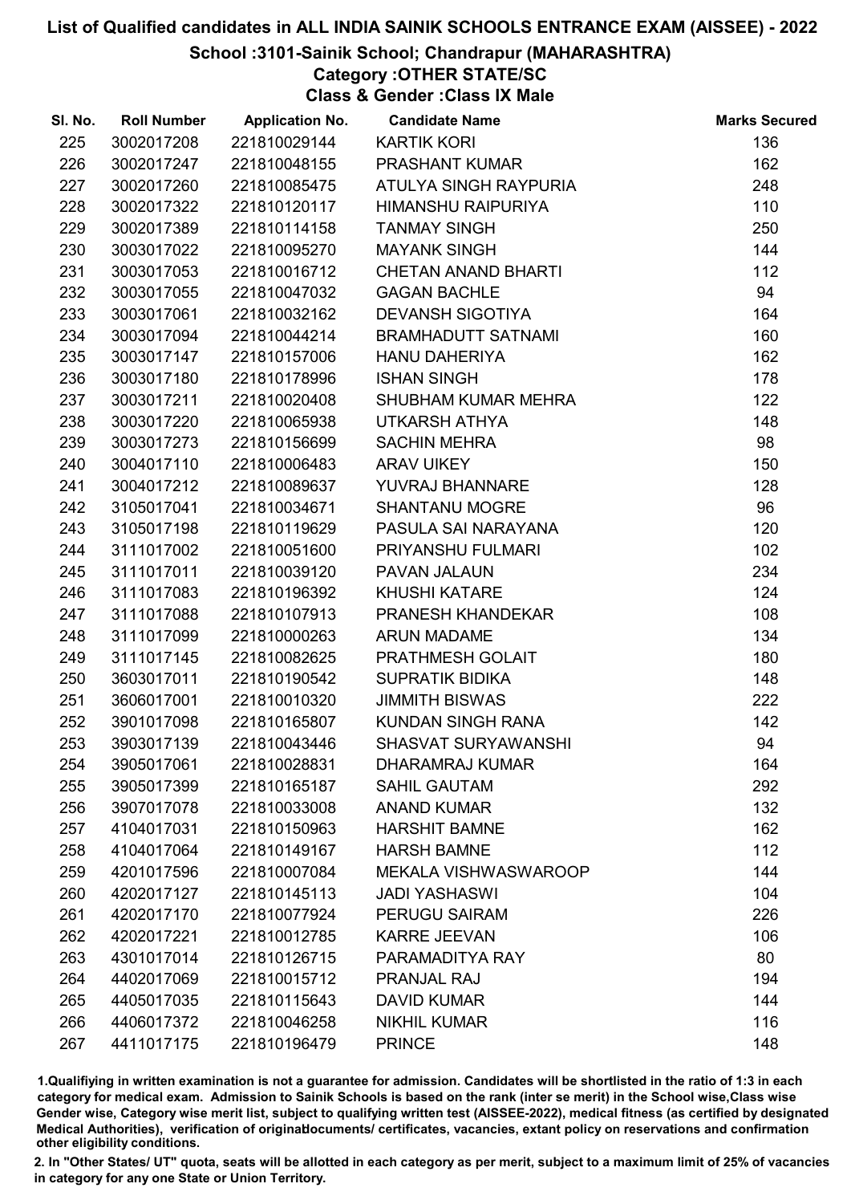# List of Qualified candidates in ALL INDIA SAINIK SCHOOLS ENTRANCE EXAM (AISSEE) - 2022

## School :3101-Sainik School; Chandrapur (MAHARASHTRA)

### Category :OTHER STATE/SC

### Class & Gender :Class IX Male

| Sl. No. | Roll Number | Application No. | Candidate Name | Marks Secured |
|---|---|---|---|---|
| 225 | 3002017208 | 221810029144 | KARTIK KORI | 136 |
| 226 | 3002017247 | 221810048155 | PRASHANT KUMAR | 162 |
| 227 | 3002017260 | 221810085475 | ATULYA SINGH RAYPURIA | 248 |
| 228 | 3002017322 | 221810120117 | HIMANSHU RAIPURIYA | 110 |
| 229 | 3002017389 | 221810114158 | TANMAY SINGH | 250 |
| 230 | 3003017022 | 221810095270 | MAYANK SINGH | 144 |
| 231 | 3003017053 | 221810016712 | CHETAN ANAND BHARTI | 112 |
| 232 | 3003017055 | 221810047032 | GAGAN BACHLE | 94 |
| 233 | 3003017061 | 221810032162 | DEVANSH SIGOTIYA | 164 |
| 234 | 3003017094 | 221810044214 | BRAMHADUTT SATNAMI | 160 |
| 235 | 3003017147 | 221810157006 | HANU DAHERIYA | 162 |
| 236 | 3003017180 | 221810178996 | ISHAN SINGH | 178 |
| 237 | 3003017211 | 221810020408 | SHUBHAM KUMAR MEHRA | 122 |
| 238 | 3003017220 | 221810065938 | UTKARSH ATHYA | 148 |
| 239 | 3003017273 | 221810156699 | SACHIN MEHRA | 98 |
| 240 | 3004017110 | 221810006483 | ARAV UIKEY | 150 |
| 241 | 3004017212 | 221810089637 | YUVRAJ BHANNARE | 128 |
| 242 | 3105017041 | 221810034671 | SHANTANU MOGRE | 96 |
| 243 | 3105017198 | 221810119629 | PASULA SAI NARAYANA | 120 |
| 244 | 3111017002 | 221810051600 | PRIYANSHU FULMARI | 102 |
| 245 | 3111017011 | 221810039120 | PAVAN JALAUN | 234 |
| 246 | 3111017083 | 221810196392 | KHUSHI KATARE | 124 |
| 247 | 3111017088 | 221810107913 | PRANESH KHANDEKAR | 108 |
| 248 | 3111017099 | 221810000263 | ARUN MADAME | 134 |
| 249 | 3111017145 | 221810082625 | PRATHMESH GOLAIT | 180 |
| 250 | 3603017011 | 221810190542 | SUPRATIK BIDIKA | 148 |
| 251 | 3606017001 | 221810010320 | JIMMITH BISWAS | 222 |
| 252 | 3901017098 | 221810165807 | KUNDAN SINGH RANA | 142 |
| 253 | 3903017139 | 221810043446 | SHASVAT SURYAWANSHI | 94 |
| 254 | 3905017061 | 221810028831 | DHARAMRAJ KUMAR | 164 |
| 255 | 3905017399 | 221810165187 | SAHIL GAUTAM | 292 |
| 256 | 3907017078 | 221810033008 | ANAND KUMAR | 132 |
| 257 | 4104017031 | 221810150963 | HARSHIT BAMNE | 162 |
| 258 | 4104017064 | 221810149167 | HARSH BAMNE | 112 |
| 259 | 4201017596 | 221810007084 | MEKALA VISHWASWAROOP | 144 |
| 260 | 4202017127 | 221810145113 | JADI YASHASWI | 104 |
| 261 | 4202017170 | 221810077924 | PERUGU SAIRAM | 226 |
| 262 | 4202017221 | 221810012785 | KARRE JEEVAN | 106 |
| 263 | 4301017014 | 221810126715 | PARAMADITYA RAY | 80 |
| 264 | 4402017069 | 221810015712 | PRANJAL RAJ | 194 |
| 265 | 4405017035 | 221810115643 | DAVID KUMAR | 144 |
| 266 | 4406017372 | 221810046258 | NIKHIL KUMAR | 116 |
| 267 | 4411017175 | 221810196479 | PRINCE | 148 |

1.Qualifying in written examination is not a guarantee for admission. Candidates will be shortlisted in the ratio of 1:3 in each category for medical exam. Admission to Sainik Schools is based on the rank (inter se merit) in the School wise,Class wise Gender wise, Category wise merit list, subject to qualifying written test (AISSEE-2022), medical fitness (as certified by designated Medical Authorities), verification of originaldocuments/ certificates, vacancies, extant policy on reservations and confirmation other eligibility conditions.

2. In "Other States/ UT" quota, seats will be allotted in each category as per merit, subject to a maximum limit of 25% of vacancies in category for any one State or Union Territory.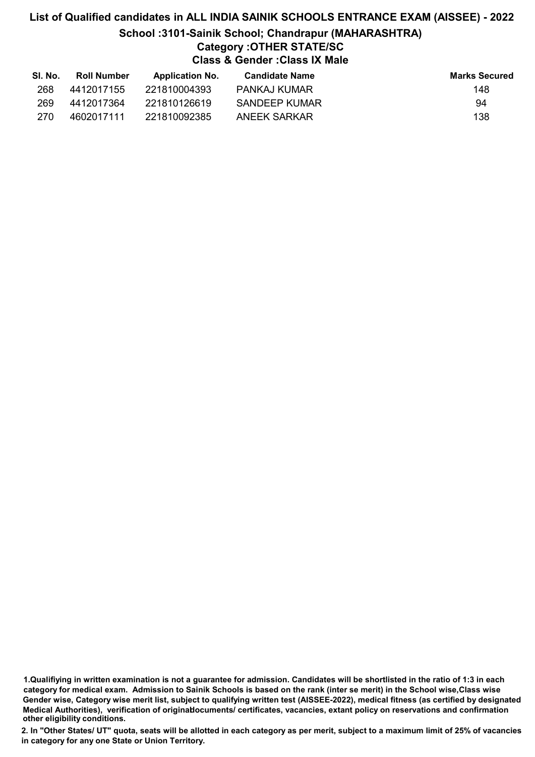# List of Qualified candidates in ALL INDIA SAINIK SCHOOLS ENTRANCE EXAM (AISSEE) - 2022

## School :3101-Sainik School; Chandrapur (MAHARASHTRA)

### Category :OTHER STATE/SC

### Class & Gender :Class IX Male

| Sl. No. | Roll Number | Application No. | Candidate Name | Marks Secured |
|---|---|---|---|---|
| 268 | 4412017155 | 221810004393 | PANKAJ KUMAR | 148 |
| 269 | 4412017364 | 221810126619 | SANDEEP KUMAR | 94 |
| 270 | 4602017111 | 221810092385 | ANEEK SARKAR | 138 |

1.Qualifiying in written examination is not a guarantee for admission. Candidates will be shortlisted in the ratio of 1:3 in each category for medical exam. Admission to Sainik Schools is based on the rank (inter se merit) in the School wise,Class wise Gender wise, Category wise merit list, subject to qualifying written test (AISSEE-2022), medical fitness (as certified by designated Medical Authorities), verification of originaldocuments/ certificates, vacancies, extant policy on reservations and confirmation other eligibility conditions.

2. In "Other States/ UT" quota, seats will be allotted in each category as per merit, subject to a maximum limit of 25% of vacancies in category for any one State or Union Territory.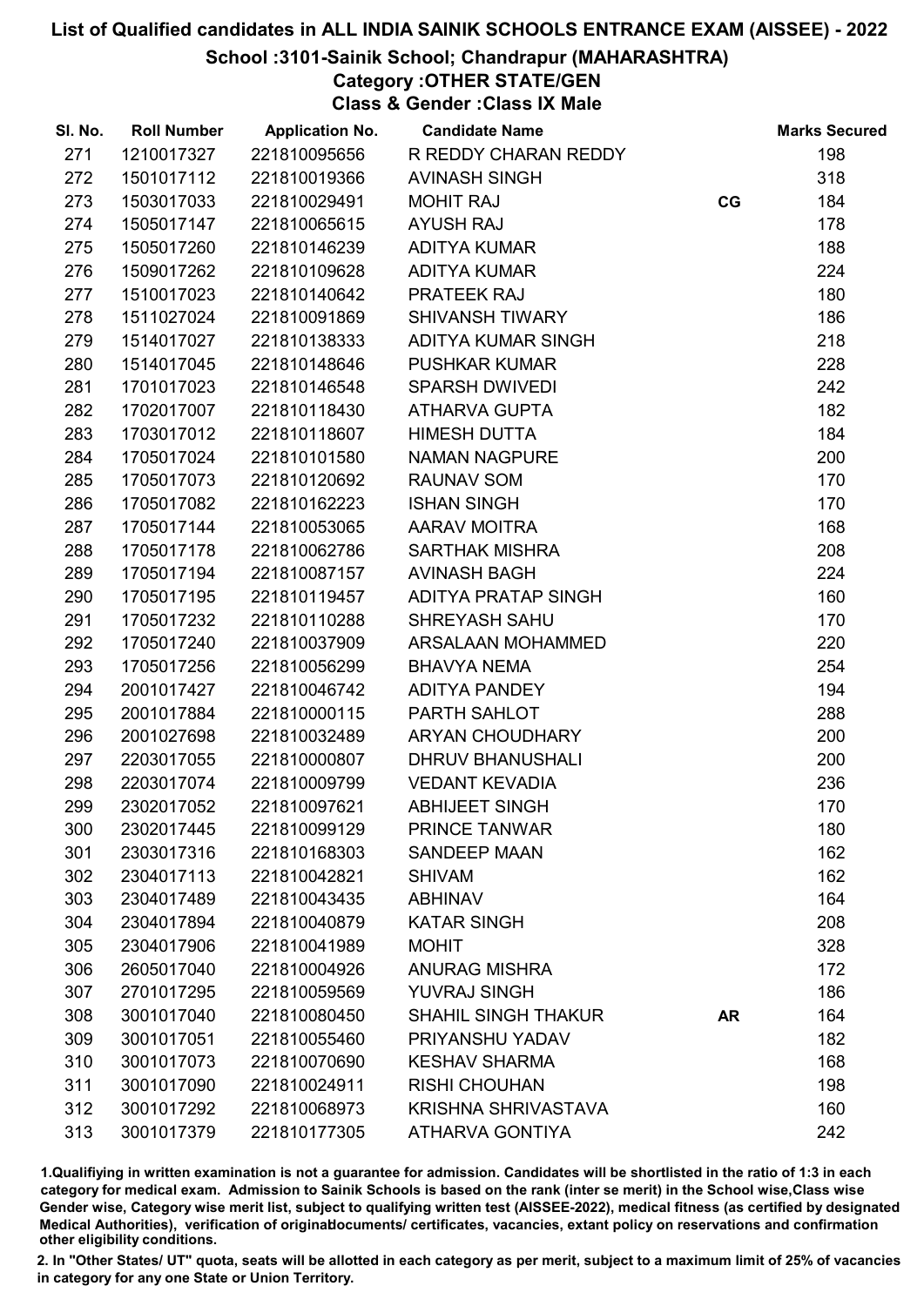# List of Qualified candidates in ALL INDIA SAINIK SCHOOLS ENTRANCE EXAM (AISSEE) - 2022

## School :3101-Sainik School; Chandrapur (MAHARASHTRA)

### Category :OTHER STATE/GEN

### Class & Gender :Class IX Male

| Sl. No. | Roll Number | Application No. | Candidate Name | | Marks Secured |
|---|---|---|---|---|---|
| 271 | 1210017327 | 221810095656 | R REDDY CHARAN REDDY | | 198 |
| 272 | 1501017112 | 221810019366 | AVINASH SINGH | | 318 |
| 273 | 1503017033 | 221810029491 | MOHIT RAJ | CG | 184 |
| 274 | 1505017147 | 221810065615 | AYUSH RAJ | | 178 |
| 275 | 1505017260 | 221810146239 | ADITYA KUMAR | | 188 |
| 276 | 1509017262 | 221810109628 | ADITYA KUMAR | | 224 |
| 277 | 1510017023 | 221810140642 | PRATEEK RAJ | | 180 |
| 278 | 1511027024 | 221810091869 | SHIVANSH TIWARY | | 186 |
| 279 | 1514017027 | 221810138333 | ADITYA KUMAR SINGH | | 218 |
| 280 | 1514017045 | 221810148646 | PUSHKAR KUMAR | | 228 |
| 281 | 1701017023 | 221810146548 | SPARSH DWIVEDI | | 242 |
| 282 | 1702017007 | 221810118430 | ATHARVA GUPTA | | 182 |
| 283 | 1703017012 | 221810118607 | HIMESH DUTTA | | 184 |
| 284 | 1705017024 | 221810101580 | NAMAN NAGPURE | | 200 |
| 285 | 1705017073 | 221810120692 | RAUNAV SOM | | 170 |
| 286 | 1705017082 | 221810162223 | ISHAN SINGH | | 170 |
| 287 | 1705017144 | 221810053065 | AARAV MOITRA | | 168 |
| 288 | 1705017178 | 221810062786 | SARTHAK MISHRA | | 208 |
| 289 | 1705017194 | 221810087157 | AVINASH BAGH | | 224 |
| 290 | 1705017195 | 221810119457 | ADITYA PRATAP SINGH | | 160 |
| 291 | 1705017232 | 221810110288 | SHREYASH SAHU | | 170 |
| 292 | 1705017240 | 221810037909 | ARSALAAN MOHAMMED | | 220 |
| 293 | 1705017256 | 221810056299 | BHAVYA NEMA | | 254 |
| 294 | 2001017427 | 221810046742 | ADITYA PANDEY | | 194 |
| 295 | 2001017884 | 221810000115 | PARTH SAHLOT | | 288 |
| 296 | 2001027698 | 221810032489 | ARYAN CHOUDHARY | | 200 |
| 297 | 2203017055 | 221810000807 | DHRUV BHANUSHALI | | 200 |
| 298 | 2203017074 | 221810009799 | VEDANT KEVADIA | | 236 |
| 299 | 2302017052 | 221810097621 | ABHIJEET SINGH | | 170 |
| 300 | 2302017445 | 221810099129 | PRINCE TANWAR | | 180 |
| 301 | 2303017316 | 221810168303 | SANDEEP MAAN | | 162 |
| 302 | 2304017113 | 221810042821 | SHIVAM | | 162 |
| 303 | 2304017489 | 221810043435 | ABHINAV | | 164 |
| 304 | 2304017894 | 221810040879 | KATAR SINGH | | 208 |
| 305 | 2304017906 | 221810041989 | MOHIT | | 328 |
| 306 | 2605017040 | 221810004926 | ANURAG MISHRA | | 172 |
| 307 | 2701017295 | 221810059569 | YUVRAJ SINGH | | 186 |
| 308 | 3001017040 | 221810080450 | SHAHIL SINGH THAKUR | AR | 164 |
| 309 | 3001017051 | 221810055460 | PRIYANSHU YADAV | | 182 |
| 310 | 3001017073 | 221810070690 | KESHAV SHARMA | | 168 |
| 311 | 3001017090 | 221810024911 | RISHI CHOUHAN | | 198 |
| 312 | 3001017292 | 221810068973 | KRISHNA SHRIVASTAVA | | 160 |
| 313 | 3001017379 | 221810177305 | ATHARVA GONTIYA | | 242 |

1.Qualifiying in written examination is not a guarantee for admission. Candidates will be shortlisted in the ratio of 1:3 in each category for medical exam. Admission to Sainik Schools is based on the rank (inter se merit) in the School wise,Class wise Gender wise, Category wise merit list, subject to qualifying written test (AISSEE-2022), medical fitness (as certified by designated Medical Authorities), verification of originaldocuments/ certificates, vacancies, extant policy on reservations and confirmation other eligibility conditions.

2. In "Other States/ UT" quota, seats will be allotted in each category as per merit, subject to a maximum limit of 25% of vacancies in category for any one State or Union Territory.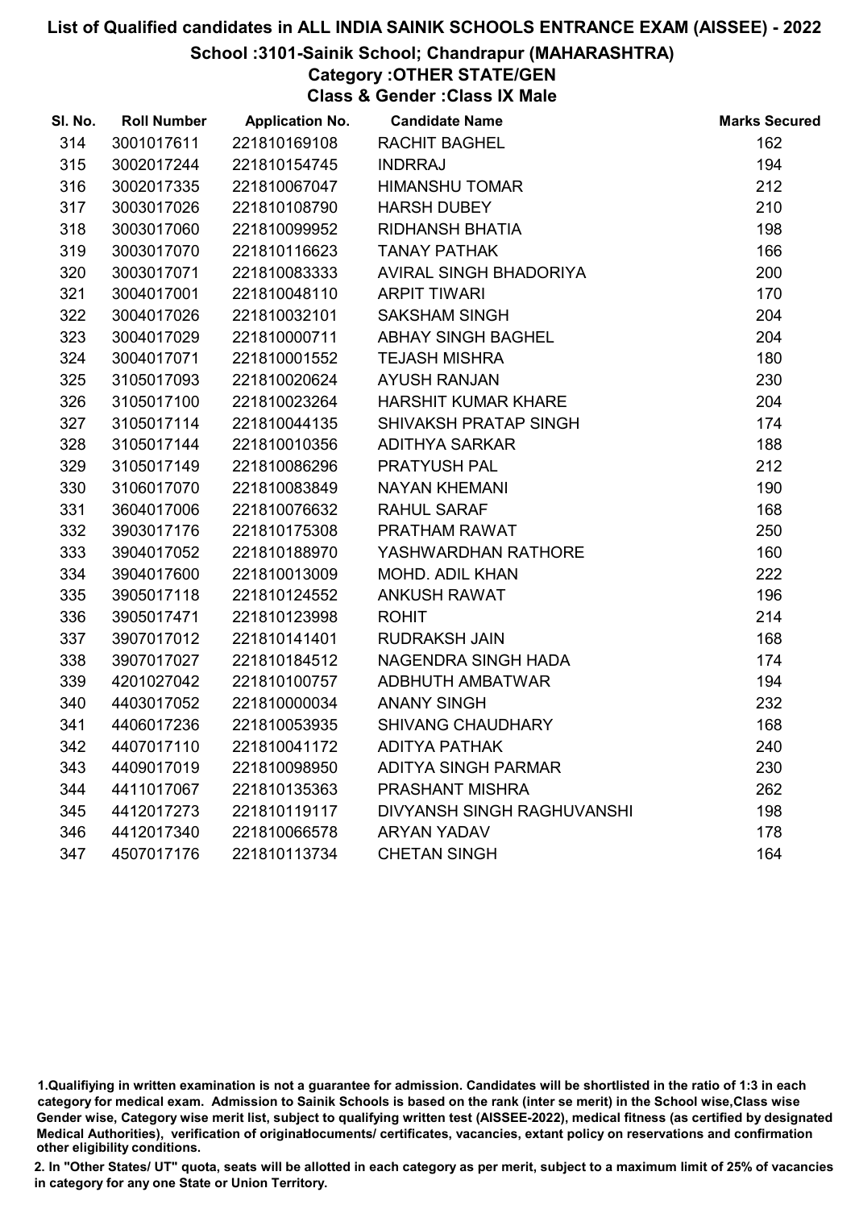# List of Qualified candidates in ALL INDIA SAINIK SCHOOLS ENTRANCE EXAM (AISSEE) - 2022

## School :3101-Sainik School; Chandrapur (MAHARASHTRA)

### Category :OTHER STATE/GEN

### Class & Gender :Class IX Male

| Sl. No. | Roll Number | Application No. | Candidate Name | Marks Secured |
|---|---|---|---|---|
| 314 | 3001017611 | 221810169108 | RACHIT BAGHEL | 162 |
| 315 | 3002017244 | 221810154745 | INDRRAJ | 194 |
| 316 | 3002017335 | 221810067047 | HIMANSHU TOMAR | 212 |
| 317 | 3003017026 | 221810108790 | HARSH DUBEY | 210 |
| 318 | 3003017060 | 221810099952 | RIDHANSH BHATIA | 198 |
| 319 | 3003017070 | 221810116623 | TANAY PATHAK | 166 |
| 320 | 3003017071 | 221810083333 | AVIRAL SINGH BHADORIYA | 200 |
| 321 | 3004017001 | 221810048110 | ARPIT TIWARI | 170 |
| 322 | 3004017026 | 221810032101 | SAKSHAM SINGH | 204 |
| 323 | 3004017029 | 221810000711 | ABHAY SINGH BAGHEL | 204 |
| 324 | 3004017071 | 221810001552 | TEJASH MISHRA | 180 |
| 325 | 3105017093 | 221810020624 | AYUSH RANJAN | 230 |
| 326 | 3105017100 | 221810023264 | HARSHIT KUMAR KHARE | 204 |
| 327 | 3105017114 | 221810044135 | SHIVAKSH PRATAP SINGH | 174 |
| 328 | 3105017144 | 221810010356 | ADITHYA SARKAR | 188 |
| 329 | 3105017149 | 221810086296 | PRATYUSH PAL | 212 |
| 330 | 3106017070 | 221810083849 | NAYAN KHEMANI | 190 |
| 331 | 3604017006 | 221810076632 | RAHUL SARAF | 168 |
| 332 | 3903017176 | 221810175308 | PRATHAM RAWAT | 250 |
| 333 | 3904017052 | 221810188970 | YASHWARDHAN RATHORE | 160 |
| 334 | 3904017600 | 221810013009 | MOHD. ADIL KHAN | 222 |
| 335 | 3905017118 | 221810124552 | ANKUSH RAWAT | 196 |
| 336 | 3905017471 | 221810123998 | ROHIT | 214 |
| 337 | 3907017012 | 221810141401 | RUDRAKSH JAIN | 168 |
| 338 | 3907017027 | 221810184512 | NAGENDRA SINGH HADA | 174 |
| 339 | 4201027042 | 221810100757 | ADBHUTH AMBATWAR | 194 |
| 340 | 4403017052 | 221810000034 | ANANY SINGH | 232 |
| 341 | 4406017236 | 221810053935 | SHIVANG CHAUDHARY | 168 |
| 342 | 4407017110 | 221810041172 | ADITYA PATHAK | 240 |
| 343 | 4409017019 | 221810098950 | ADITYA SINGH PARMAR | 230 |
| 344 | 4411017067 | 221810135363 | PRASHANT MISHRA | 262 |
| 345 | 4412017273 | 221810119117 | DIVYANSH SINGH RAGHUVANSHI | 198 |
| 346 | 4412017340 | 221810066578 | ARYAN YADAV | 178 |
| 347 | 4507017176 | 221810113734 | CHETAN SINGH | 164 |

1.Qualifiying in written examination is not a guarantee for admission. Candidates will be shortlisted in the ratio of 1:3 in each category for medical exam. Admission to Sainik Schools is based on the rank (inter se merit) in the School wise,Class wise Gender wise, Category wise merit list, subject to qualifying written test (AISSEE-2022), medical fitness (as certified by designated Medical Authorities), verification of originaldocuments/ certificates, vacancies, extant policy on reservations and confirmation other eligibility conditions.

2. In "Other States/ UT" quota, seats will be allotted in each category as per merit, subject to a maximum limit of 25% of vacancies in category for any one State or Union Territory.